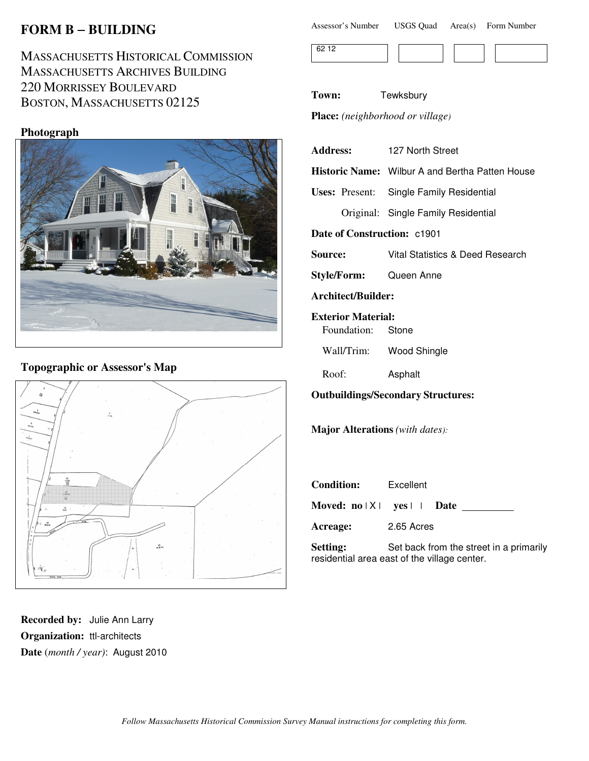# FORM B – BUILDING

MASSACHUSETTS HISTORICAL COMMISSION
MASSACHUSETTS ARCHIVES BUILDING
220 MORRISSEY BOULEVARD
BOSTON, MASSACHUSETTS 02125

| Assessor's Number | USGS Quad | Area(s) | Form Number |
|---|---|---|---|
| 62 12 | | | |

**Town:** Tewksbury

**Place:** *(neighborhood or village)*

**Address:** 127 North Street

**Historic Name:** Wilbur A and Bertha Patten House

**Uses:** Present: Single Family Residential

Original: Single Family Residential

**Date of Construction:** c1901

**Source:** Vital Statistics & Deed Research

**Style/Form:** Queen Anne

**Architect/Builder:**

**Exterior Material:**

Foundation: Stone

Wall/Trim: Wood Shingle

Roof: Asphalt

**Outbuildings/Secondary Structures:**

**Major Alterations** *(with dates)*:

**Condition:** Excellent

**Moved:** no | X | yes | | **Date** ________

**Acreage:** 2.65 Acres

**Setting:** Set back from the street in a primarily residential area east of the village center.

### Photograph

### Topographic or Assessor's Map

**Recorded by:** Julie Ann Larry

**Organization:** ttl-architects

**Date** (*month / year*): August 2010

*Follow Massachusetts Historical Commission Survey Manual instructions for completing this form.*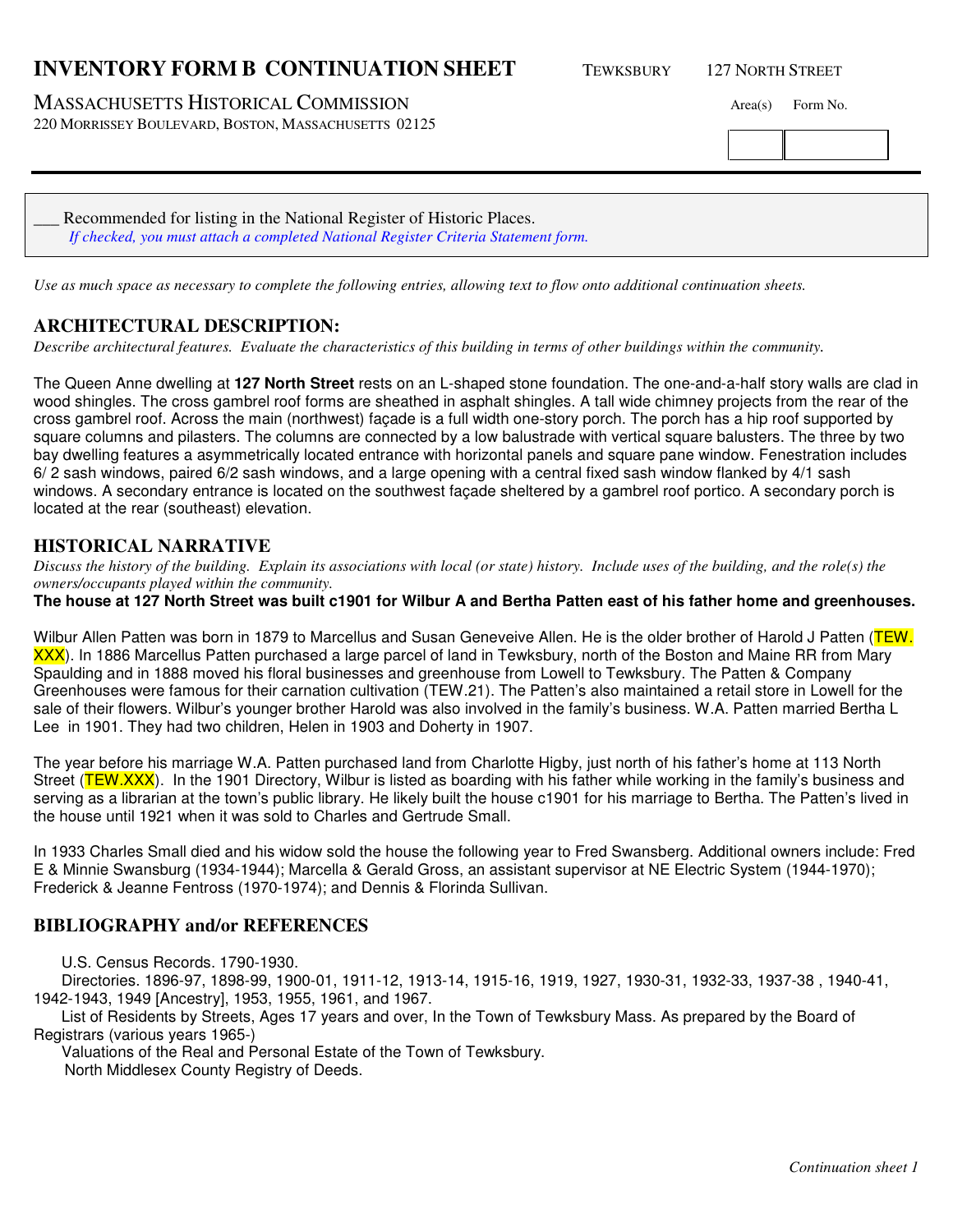# INVENTORY FORM B CONTINUATION SHEET

TEWKSBURY 127 NORTH STREET

MASSACHUSETTS HISTORICAL COMMISSION
220 MORRISSEY BOULEVARD, BOSTON, MASSACHUSETTS 02125

Area(s) Form No.

___ Recommended for listing in the National Register of Historic Places.
*If checked, you must attach a completed National Register Criteria Statement form.*

*Use as much space as necessary to complete the following entries, allowing text to flow onto additional continuation sheets.*

## ARCHITECTURAL DESCRIPTION:

*Describe architectural features. Evaluate the characteristics of this building in terms of other buildings within the community.*

The Queen Anne dwelling at **127 North Street** rests on an L-shaped stone foundation. The one-and-a-half story walls are clad in wood shingles. The cross gambrel roof forms are sheathed in asphalt shingles. A tall wide chimney projects from the rear of the cross gambrel roof. Across the main (northwest) façade is a full width one-story porch. The porch has a hip roof supported by square columns and pilasters. The columns are connected by a low balustrade with vertical square balusters. The three by two bay dwelling features a asymmetrically located entrance with horizontal panels and square pane window. Fenestration includes 6/ 2 sash windows, paired 6/2 sash windows, and a large opening with a central fixed sash window flanked by 4/1 sash windows. A secondary entrance is located on the southwest façade sheltered by a gambrel roof portico. A secondary porch is located at the rear (southeast) elevation.

## HISTORICAL NARRATIVE

*Discuss the history of the building. Explain its associations with local (or state) history. Include uses of the building, and the role(s) the owners/occupants played within the community.*

**The house at 127 North Street was built c1901 for Wilbur A and Bertha Patten east of his father home and greenhouses.**

Wilbur Allen Patten was born in 1879 to Marcellus and Susan Geneveive Allen. He is the older brother of Harold J Patten (TEW. XXX). In 1886 Marcellus Patten purchased a large parcel of land in Tewksbury, north of the Boston and Maine RR from Mary Spaulding and in 1888 moved his floral businesses and greenhouse from Lowell to Tewksbury. The Patten & Company Greenhouses were famous for their carnation cultivation (TEW.21). The Patten's also maintained a retail store in Lowell for the sale of their flowers. Wilbur's younger brother Harold was also involved in the family's business. W.A. Patten married Bertha L Lee in 1901. They had two children, Helen in 1903 and Doherty in 1907.

The year before his marriage W.A. Patten purchased land from Charlotte Higby, just north of his father's home at 113 North Street (TEW.XXX). In the 1901 Directory, Wilbur is listed as boarding with his father while working in the family's business and serving as a librarian at the town's public library. He likely built the house c1901 for his marriage to Bertha. The Patten's lived in the house until 1921 when it was sold to Charles and Gertrude Small.

In 1933 Charles Small died and his widow sold the house the following year to Fred Swansberg. Additional owners include: Fred E & Minnie Swansburg (1934-1944); Marcella & Gerald Gross, an assistant supervisor at NE Electric System (1944-1970); Frederick & Jeanne Fentross (1970-1974); and Dennis & Florinda Sullivan.

## BIBLIOGRAPHY and/or REFERENCES

U.S. Census Records. 1790-1930.

Directories. 1896-97, 1898-99, 1900-01, 1911-12, 1913-14, 1915-16, 1919, 1927, 1930-31, 1932-33, 1937-38 , 1940-41, 1942-1943, 1949 [Ancestry], 1953, 1955, 1961, and 1967.

List of Residents by Streets, Ages 17 years and over, In the Town of Tewksbury Mass. As prepared by the Board of Registrars (various years 1965-)

Valuations of the Real and Personal Estate of the Town of Tewksbury.

North Middlesex County Registry of Deeds.

*Continuation sheet 1*